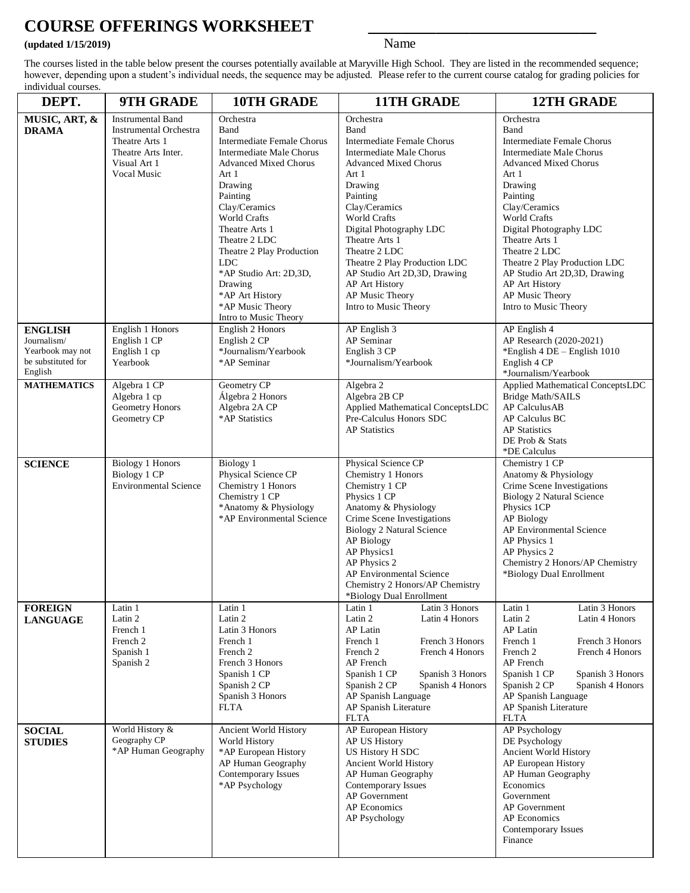# COURSE OFFERINGS WORKSHEET

**(updated 1/15/2019)**

Name ___________________________

The courses listed in the table below present the courses potentially available at Maryville High School. They are listed in the recommended sequence; however, depending upon a student's individual needs, the sequence may be adjusted. Please refer to the current course catalog for grading policies for individual courses.

| DEPT. | 9TH GRADE | 10TH GRADE | 11TH GRADE | 12TH GRADE |
|---|---|---|---|---|
| **MUSIC, ART, & DRAMA** | Instrumental Band<br>Instrumental Orchestra<br>Theatre Arts 1<br>Theatre Arts Inter.<br>Visual Art 1<br>Vocal Music | Orchestra<br>Band<br>Intermediate Female Chorus<br>Intermediate Male Chorus<br>Advanced Mixed Chorus<br>Art 1<br>Drawing<br>Painting<br>Clay/Ceramics<br>World Crafts<br>Theatre Arts 1<br>Theatre 2 LDC<br>Theatre 2 Play Production LDC<br>*AP Studio Art: 2D,3D, Drawing<br>*AP Art History<br>*AP Music Theory<br>Intro to Music Theory | Orchestra<br>Band<br>Intermediate Female Chorus<br>Intermediate Male Chorus<br>Advanced Mixed Chorus<br>Art 1<br>Drawing<br>Painting<br>Clay/Ceramics<br>World Crafts<br>Digital Photography LDC<br>Theatre Arts 1<br>Theatre 2 LDC<br>Theatre 2 Play Production LDC<br>AP Studio Art 2D,3D, Drawing<br>AP Art History<br>AP Music Theory<br>Intro to Music Theory | Orchestra<br>Band<br>Intermediate Female Chorus<br>Intermediate Male Chorus<br>Advanced Mixed Chorus<br>Art 1<br>Drawing<br>Painting<br>Clay/Ceramics<br>World Crafts<br>Digital Photography LDC<br>Theatre Arts 1<br>Theatre 2 LDC<br>Theatre 2 Play Production LDC<br>AP Studio Art 2D,3D, Drawing<br>AP Art History<br>AP Music Theory<br>Intro to Music Theory |
| **ENGLISH**<br>Journalism/ Yearbook may not be substituted for English | English 1 Honors<br>English 1 CP<br>English 1 cp<br>Yearbook | English 2 Honors<br>English 2 CP<br>*Journalism/Yearbook<br>*AP Seminar | AP English 3<br>AP Seminar<br>English 3 CP<br>*Journalism/Yearbook | AP English 4<br>AP Research (2020-2021)<br>*English 4 DE – English 1010<br>English 4 CP<br>*Journalism/Yearbook |
| **MATHEMATICS** | Algebra 1 CP<br>Algebra 1 cp<br>Geometry Honors<br>Geometry CP | Geometry CP<br>Álgebra 2 Honors<br>Algebra 2A CP<br>*AP Statistics | Algebra 2<br>Algebra 2B CP<br>Applied Mathematical ConceptsLDC<br>Pre-Calculus Honors SDC<br>AP Statistics | Applied Mathematical ConceptsLDC<br>Bridge Math/SAILS<br>AP CalculusAB<br>AP Calculus BC<br>AP Statistics<br>DE Prob & Stats<br>*DE Calculus |
| **SCIENCE** | Biology 1 Honors<br>Biology 1 CP<br>Environmental Science | Biology 1<br>Physical Science CP<br>Chemistry 1 Honors<br>Chemistry 1 CP<br>*Anatomy & Physiology<br>*AP Environmental Science | Physical Science CP<br>Chemistry 1 Honors<br>Chemistry 1 CP<br>Physics 1 CP<br>Anatomy & Physiology<br>Crime Scene Investigations<br>Biology 2 Natural Science<br>AP Biology<br>AP Physics1<br>AP Physics 2<br>AP Environmental Science<br>Chemistry 2 Honors/AP Chemistry<br>*Biology Dual Enrollment | Chemistry 1 CP<br>Anatomy & Physiology<br>Crime Scene Investigations<br>Biology 2 Natural Science<br>Physics 1CP<br>AP Biology<br>AP Environmental Science<br>AP Physics 1<br>AP Physics 2<br>Chemistry 2 Honors/AP Chemistry<br>*Biology Dual Enrollment |
| **FOREIGN LANGUAGE** | Latin 1<br>Latin 2<br>French 1<br>French 2<br>Spanish 1<br>Spanish 2 | Latin 1<br>Latin 2<br>Latin 3 Honors<br>French 1<br>French 2<br>French 3 Honors<br>Spanish 1 CP<br>Spanish 2 CP<br>Spanish 3 Honors<br>FLTA | Latin 1<br>Latin 2<br>AP Latin<br>French 1<br>French 2<br>AP French<br>Spanish 1 CP<br>Spanish 2 CP<br>AP Spanish Language<br>AP Spanish Literature<br>FLTA<br>Latin 3 Honors<br>Latin 4 Honors<br>French 3 Honors<br>French 4 Honors<br>Spanish 3 Honors<br>Spanish 4 Honors | Latin 1<br>Latin 2<br>AP Latin<br>French 1<br>French 2<br>AP French<br>Spanish 1 CP<br>Spanish 2 CP<br>AP Spanish Language<br>AP Spanish Literature<br>FLTA<br>Latin 3 Honors<br>Latin 4 Honors<br>French 3 Honors<br>French 4 Honors<br>Spanish 3 Honors<br>Spanish 4 Honors |
| **SOCIAL STUDIES** | World History & Geography CP<br>*AP Human Geography | Ancient World History<br>World History<br>*AP European History<br>AP Human Geography<br>Contemporary Issues<br>*AP Psychology | AP European History<br>AP US History<br>US History H SDC<br>Ancient World History<br>AP Human Geography<br>Contemporary Issues<br>AP Government<br>AP Economics<br>AP Psychology | AP Psychology<br>DE Psychology<br>Ancient World History<br>AP European History<br>AP Human Geography<br>Economics<br>Government<br>AP Government<br>AP Economics<br>Contemporary Issues<br>Finance |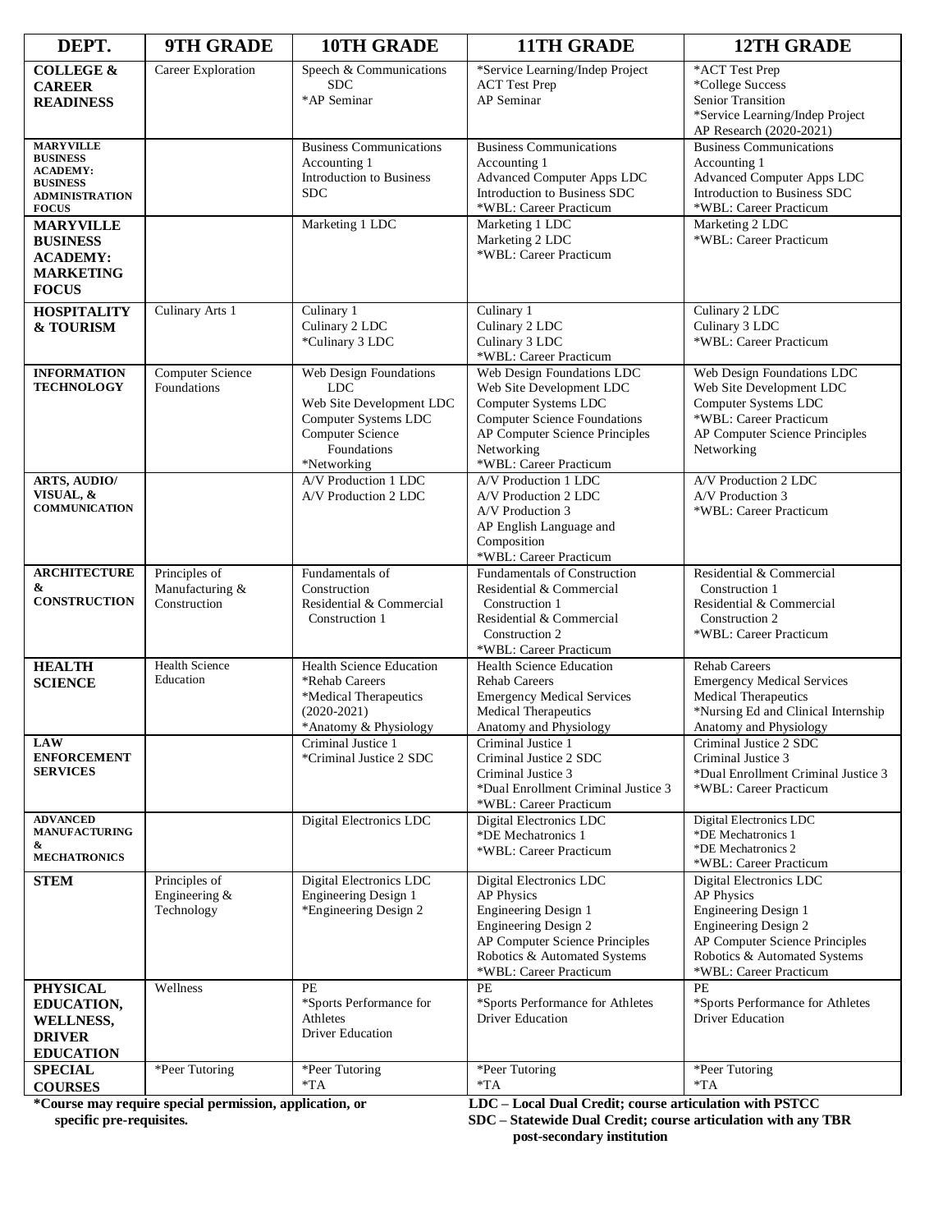| DEPT. | 9TH GRADE | 10TH GRADE | 11TH GRADE | 12TH GRADE |
|---|---|---|---|---|
| **COLLEGE & CAREER READINESS** | Career Exploration | Speech & Communications SDC<br>*AP Seminar | *Service Learning/Indep Project<br>ACT Test Prep<br>AP Seminar | *ACT Test Prep<br>*College Success<br>Senior Transition<br>*Service Learning/Indep Project<br>AP Research (2020-2021) |
| **MARYVILLE BUSINESS ACADEMY: BUSINESS ADMINISTRATION FOCUS** | | Business Communications<br>Accounting 1<br>Introduction to Business SDC | Business Communications<br>Accounting 1<br>Advanced Computer Apps LDC<br>Introduction to Business SDC<br>*WBL: Career Practicum | Business Communications<br>Accounting 1<br>Advanced Computer Apps LDC<br>Introduction to Business SDC<br>*WBL: Career Practicum |
| **MARYVILLE BUSINESS ACADEMY: MARKETING FOCUS** | | Marketing 1 LDC | Marketing 1 LDC<br>Marketing 2 LDC<br>*WBL: Career Practicum | Marketing 2 LDC<br>*WBL: Career Practicum |
| **HOSPITALITY & TOURISM** | Culinary Arts 1 | Culinary 1<br>Culinary 2 LDC<br>*Culinary 3 LDC | Culinary 1<br>Culinary 2 LDC<br>Culinary 3 LDC<br>*WBL: Career Practicum | Culinary 2 LDC<br>Culinary 3 LDC<br>*WBL: Career Practicum |
| **INFORMATION TECHNOLOGY** | Computer Science Foundations | Web Design Foundations LDC<br>Web Site Development LDC<br>Computer Systems LDC<br>Computer Science Foundations<br>*Networking | Web Design Foundations LDC<br>Web Site Development LDC<br>Computer Systems LDC<br>Computer Science Foundations<br>AP Computer Science Principles<br>Networking<br>*WBL: Career Practicum | Web Design Foundations LDC<br>Web Site Development LDC<br>Computer Systems LDC<br>*WBL: Career Practicum<br>AP Computer Science Principles<br>Networking |
| **ARTS, AUDIO/ VISUAL, & COMMUNICATION** | | A/V Production 1 LDC<br>A/V Production 2 LDC | A/V Production 1 LDC<br>A/V Production 2 LDC<br>A/V Production 3<br>AP English Language and Composition<br>*WBL: Career Practicum | A/V Production 2 LDC<br>A/V Production 3<br>*WBL: Career Practicum |
| **ARCHITECTURE & CONSTRUCTION** | Principles of Manufacturing & Construction | Fundamentals of Construction<br>Residential & Commercial Construction 1 | Fundamentals of Construction<br>Residential & Commercial Construction 1<br>Residential & Commercial Construction 2<br>*WBL: Career Practicum | Residential & Commercial Construction 1<br>Residential & Commercial Construction 2<br>*WBL: Career Practicum |
| **HEALTH SCIENCE** | Health Science Education | Health Science Education<br>*Rehab Careers<br>*Medical Therapeutics (2020-2021)<br>*Anatomy & Physiology | Health Science Education<br>Rehab Careers<br>Emergency Medical Services<br>Medical Therapeutics<br>Anatomy and Physiology | Rehab Careers<br>Emergency Medical Services<br>Medical Therapeutics<br>*Nursing Ed and Clinical Internship<br>Anatomy and Physiology |
| **LAW ENFORCEMENT SERVICES** | | Criminal Justice 1<br>*Criminal Justice 2 SDC | Criminal Justice 1<br>Criminal Justice 2 SDC<br>Criminal Justice 3<br>*Dual Enrollment Criminal Justice 3<br>*WBL: Career Practicum | Criminal Justice 2 SDC<br>Criminal Justice 3<br>*Dual Enrollment Criminal Justice 3<br>*WBL: Career Practicum |
| **ADVANCED MANUFACTURING & MECHATRONICS** | | Digital Electronics LDC | Digital Electronics LDC<br>*DE Mechatronics 1<br>*WBL: Career Practicum | Digital Electronics LDC<br>*DE Mechatronics 1<br>*DE Mechatronics 2<br>*WBL: Career Practicum |
| **STEM** | Principles of Engineering & Technology | Digital Electronics LDC<br>Engineering Design 1<br>*Engineering Design 2 | Digital Electronics LDC<br>AP Physics<br>Engineering Design 1<br>Engineering Design 2<br>AP Computer Science Principles<br>Robotics & Automated Systems<br>*WBL: Career Practicum | Digital Electronics LDC<br>AP Physics<br>Engineering Design 1<br>Engineering Design 2<br>AP Computer Science Principles<br>Robotics & Automated Systems<br>*WBL: Career Practicum |
| **PHYSICAL EDUCATION, WELLNESS, DRIVER EDUCATION** | Wellness | PE<br>*Sports Performance for Athletes<br>Driver Education | PE<br>*Sports Performance for Athletes<br>Driver Education | PE<br>*Sports Performance for Athletes<br>Driver Education |
| **SPECIAL COURSES** | *Peer Tutoring | *Peer Tutoring<br>*TA | *Peer Tutoring<br>*TA | *Peer Tutoring<br>*TA |

**\*Course may require special permission, application, or specific pre-requisites.**

**LDC – Local Dual Credit; course articulation with PSTCC**

**SDC – Statewide Dual Credit; course articulation with any TBR post-secondary institution**